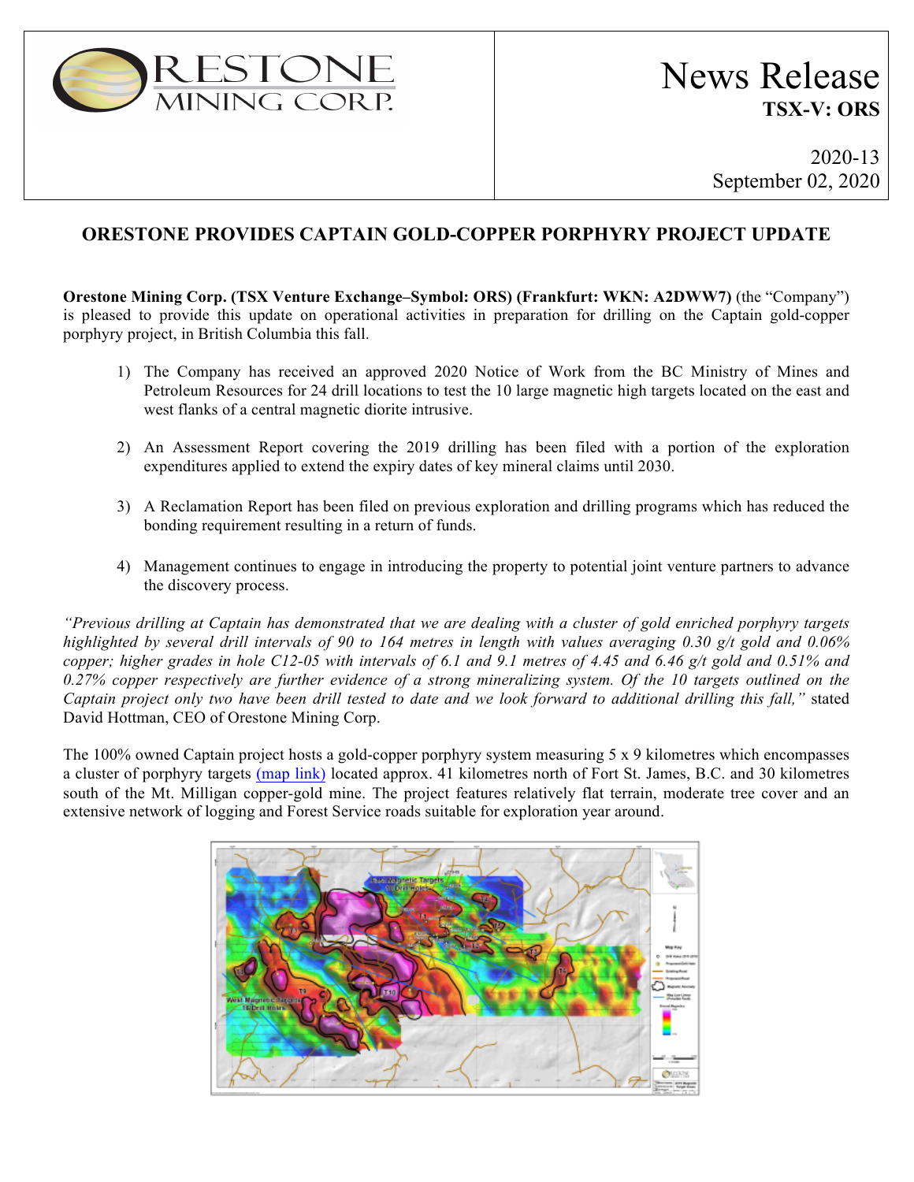ORESTONE MINING CORP.

# News Release

**TSX-V: ORS**

2020-13
September 02, 2020

## ORESTONE PROVIDES CAPTAIN GOLD-COPPER PORPHYRY PROJECT UPDATE

**Orestone Mining Corp. (TSX Venture Exchange–Symbol: ORS) (Frankfurt: WKN: A2DWW7)** (the "Company") is pleased to provide this update on operational activities in preparation for drilling on the Captain gold-copper porphyry project, in British Columbia this fall.

1) The Company has received an approved 2020 Notice of Work from the BC Ministry of Mines and Petroleum Resources for 24 drill locations to test the 10 large magnetic high targets located on the east and west flanks of a central magnetic diorite intrusive.

2) An Assessment Report covering the 2019 drilling has been filed with a portion of the exploration expenditures applied to extend the expiry dates of key mineral claims until 2030.

3) A Reclamation Report has been filed on previous exploration and drilling programs which has reduced the bonding requirement resulting in a return of funds.

4) Management continues to engage in introducing the property to potential joint venture partners to advance the discovery process.

*"Previous drilling at Captain has demonstrated that we are dealing with a cluster of gold enriched porphyry targets highlighted by several drill intervals of 90 to 164 metres in length with values averaging 0.30 g/t gold and 0.06% copper; higher grades in hole C12-05 with intervals of 6.1 and 9.1 metres of 4.45 and 6.46 g/t gold and 0.51% and 0.27% copper respectively are further evidence of a strong mineralizing system. Of the 10 targets outlined on the Captain project only two have been drill tested to date and we look forward to additional drilling this fall,"* stated David Hottman, CEO of Orestone Mining Corp.

The 100% owned Captain project hosts a gold-copper porphyry system measuring 5 x 9 kilometres which encompasses a cluster of porphyry targets (map link) located approx. 41 kilometres north of Fort St. James, B.C. and 30 kilometres south of the Mt. Milligan copper-gold mine. The project features relatively flat terrain, moderate tree cover and an extensive network of logging and Forest Service roads suitable for exploration year around.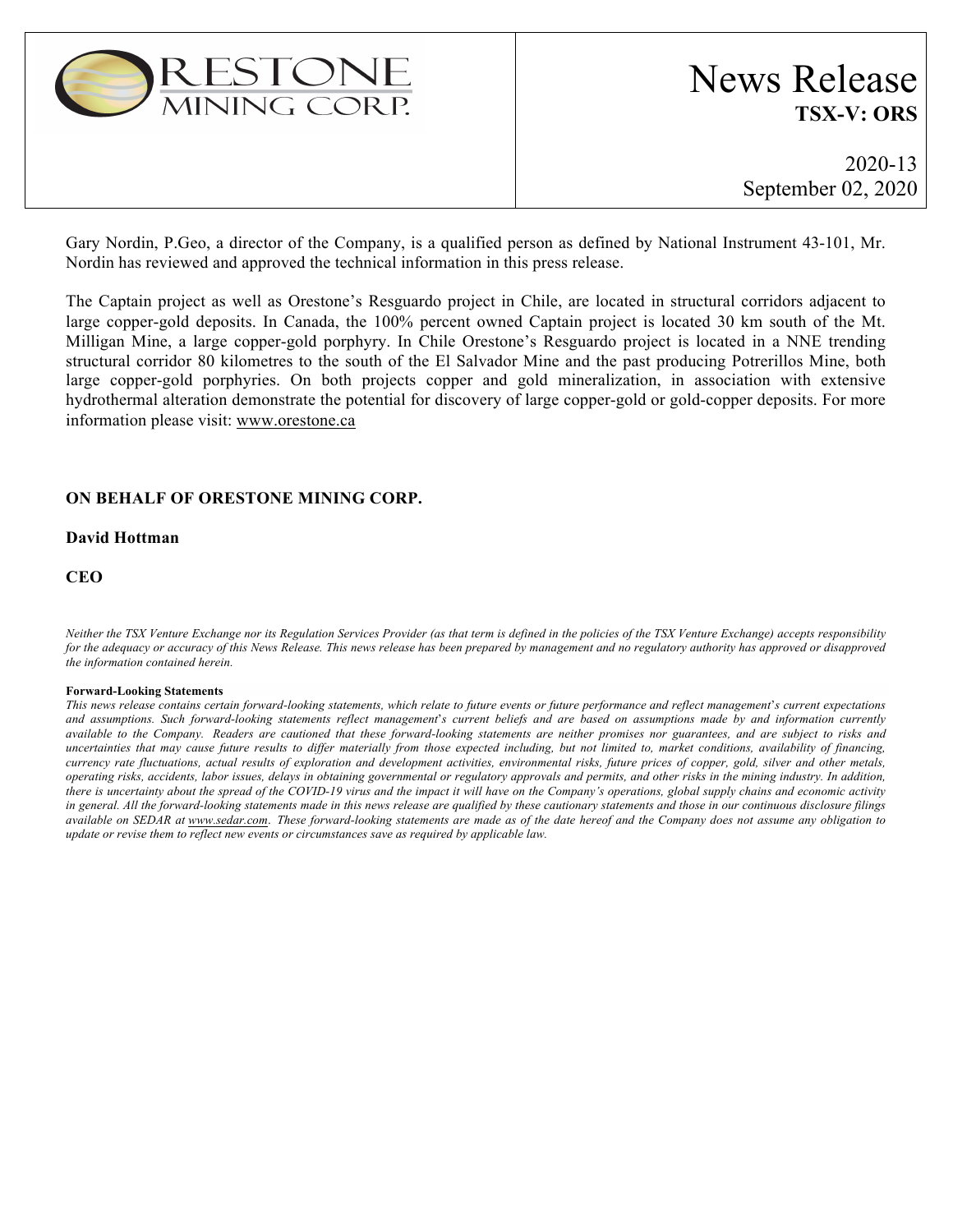Gary Nordin, P.Geo, a director of the Company, is a qualified person as defined by National Instrument 43-101, Mr. Nordin has reviewed and approved the technical information in this press release.

The Captain project as well as Orestone's Resguardo project in Chile, are located in structural corridors adjacent to large copper-gold deposits. In Canada, the 100% percent owned Captain project is located 30 km south of the Mt. Milligan Mine, a large copper-gold porphyry. In Chile Orestone's Resguardo project is located in a NNE trending structural corridor 80 kilometres to the south of the El Salvador Mine and the past producing Potrerillos Mine, both large copper-gold porphyries. On both projects copper and gold mineralization, in association with extensive hydrothermal alteration demonstrate the potential for discovery of large copper-gold or gold-copper deposits. For more information please visit: www.orestone.ca

**ON BEHALF OF ORESTONE MINING CORP.**

**David Hottman**

**CEO**

*Neither the TSX Venture Exchange nor its Regulation Services Provider (as that term is defined in the policies of the TSX Venture Exchange) accepts responsibility for the adequacy or accuracy of this News Release. This news release has been prepared by management and no regulatory authority has approved or disapproved the information contained herein.*

**Forward-Looking Statements**

*This news release contains certain forward-looking statements, which relate to future events or future performance and reflect management's current expectations and assumptions. Such forward-looking statements reflect management's current beliefs and are based on assumptions made by and information currently available to the Company. Readers are cautioned that these forward-looking statements are neither promises nor guarantees, and are subject to risks and uncertainties that may cause future results to differ materially from those expected including, but not limited to, market conditions, availability of financing, currency rate fluctuations, actual results of exploration and development activities, environmental risks, future prices of copper, gold, silver and other metals, operating risks, accidents, labor issues, delays in obtaining governmental or regulatory approvals and permits, and other risks in the mining industry. In addition, there is uncertainty about the spread of the COVID-19 virus and the impact it will have on the Company's operations, global supply chains and economic activity in general. All the forward-looking statements made in this news release are qualified by these cautionary statements and those in our continuous disclosure filings available on SEDAR at www.sedar.com. These forward-looking statements are made as of the date hereof and the Company does not assume any obligation to update or revise them to reflect new events or circumstances save as required by applicable law.*